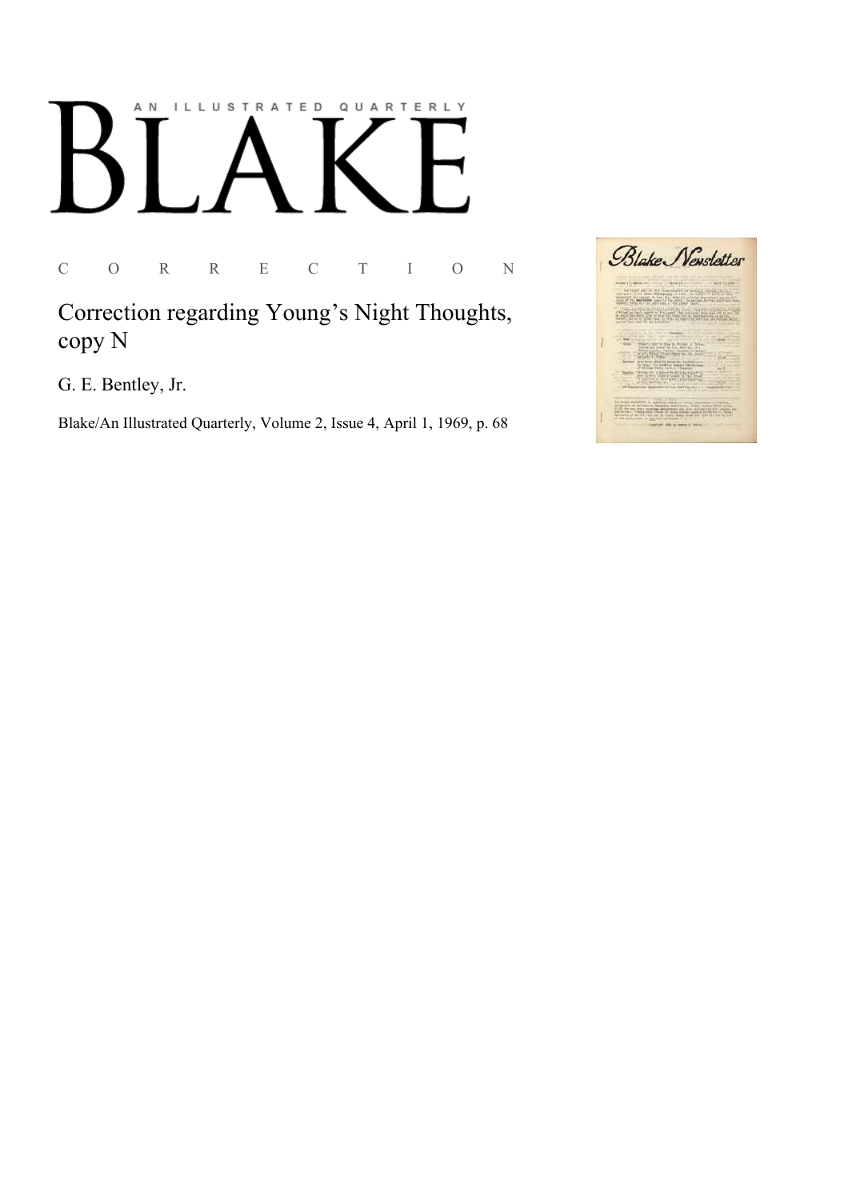AN ILLUSTRATED QUARTERLY

# BLAKE

C O R R E C T I O N

## Correction regarding Young's Night Thoughts, copy N

G. E. Bentley, Jr.

Blake/An Illustrated Quarterly, Volume 2, Issue 4, April 1, 1969, p. 68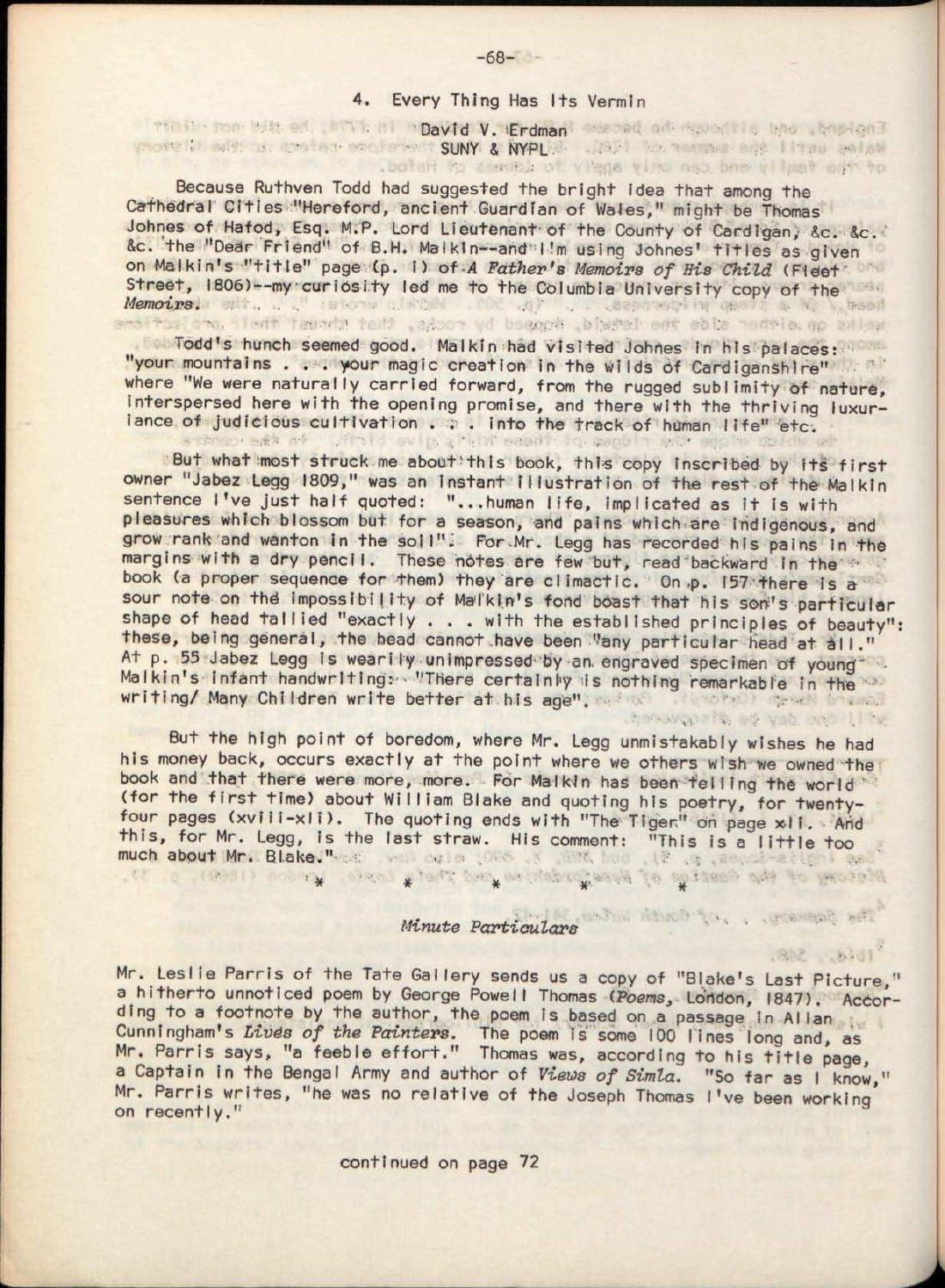## 4. Every Thing Has Its Vermin

David V. Erdman
SUNY & NYPL

Because Ruthven Todd had suggested the bright idea that among the Cathedral Cities "Hereford, ancient Guardian of Wales," might be Thomas Johnes of Hafod, Esq. M.P. Lord Lieutenant of the County of Cardigan, &c. &c. &c. the "Dear Friend" of B.H. Malkin--and I'm using Johnes' titles as given on Malkin's "title" page (p. i) of *A Father's Memoirs of His Child* (Fleet Street, 1806)--my curiosity led me to the Columbia University copy of the *Memoirs*.

Todd's hunch seemed good. Malkin had visited Johnes in his palaces: "your mountains . . . your magic creation in the wilds of Cardiganshire" where "We were naturally carried forward, from the rugged sublimity of nature, interspersed here with the opening promise, and there with the thriving luxuriance of judicious cultivation . . . into the track of human life" etc.

But what most struck me about this book, this copy inscribed by its first owner "Jabez Legg 1809," was an instant illustration of the rest of the Malkin sentence I've just half quoted: "...human life, implicated as it is with pleasures which blossom but for a season, and pains which are indigenous, and grow rank and wanton in the soil". For Mr. Legg has recorded his pains in the margins with a dry pencil. These notes are few but, read backward in the book (a proper sequence for them) they are climactic. On p. 157 there is a sour note on the impossibility of Malkin's fond boast that his son's particular shape of head tallied "exactly . . . with the established principles of beauty": these, being general, the head cannot have been "any particular head at all." At p. 55 Jabez Legg is wearily unimpressed by an engraved specimen of young Malkin's infant handwriting: "There certainly is nothing remarkable in the writing/ Many Children write better at his age".

But the high point of boredom, where Mr. Legg unmistakably wishes he had his money back, occurs exactly at the point where we others wish we owned the book and that there were more, more. For Malkin has been telling the world (for the first time) about William Blake and quoting his poetry, for twenty-four pages (xviii-xli). The quoting ends with "The Tiger" on page xli. And this, for Mr. Legg, is the last straw. His comment: "This is a little too much about Mr. Blake."

\* \* \* \* \*

### *Minute Particulars*

Mr. Leslie Parris of the Tate Gallery sends us a copy of "Blake's Last Picture," a hitherto unnoticed poem by George Powell Thomas (*Poems*, London, 1847). According to a footnote by the author, the poem is based on a passage in Allan Cunningham's *Lives of the Painters*. The poem is some 100 lines long and, as Mr. Parris says, "a feeble effort." Thomas was, according to his title page, a Captain in the Bengal Army and author of *Views of Simla*. "So far as I know," Mr. Parris writes, "he was no relative of the Joseph Thomas I've been working on recently."

continued on page 72